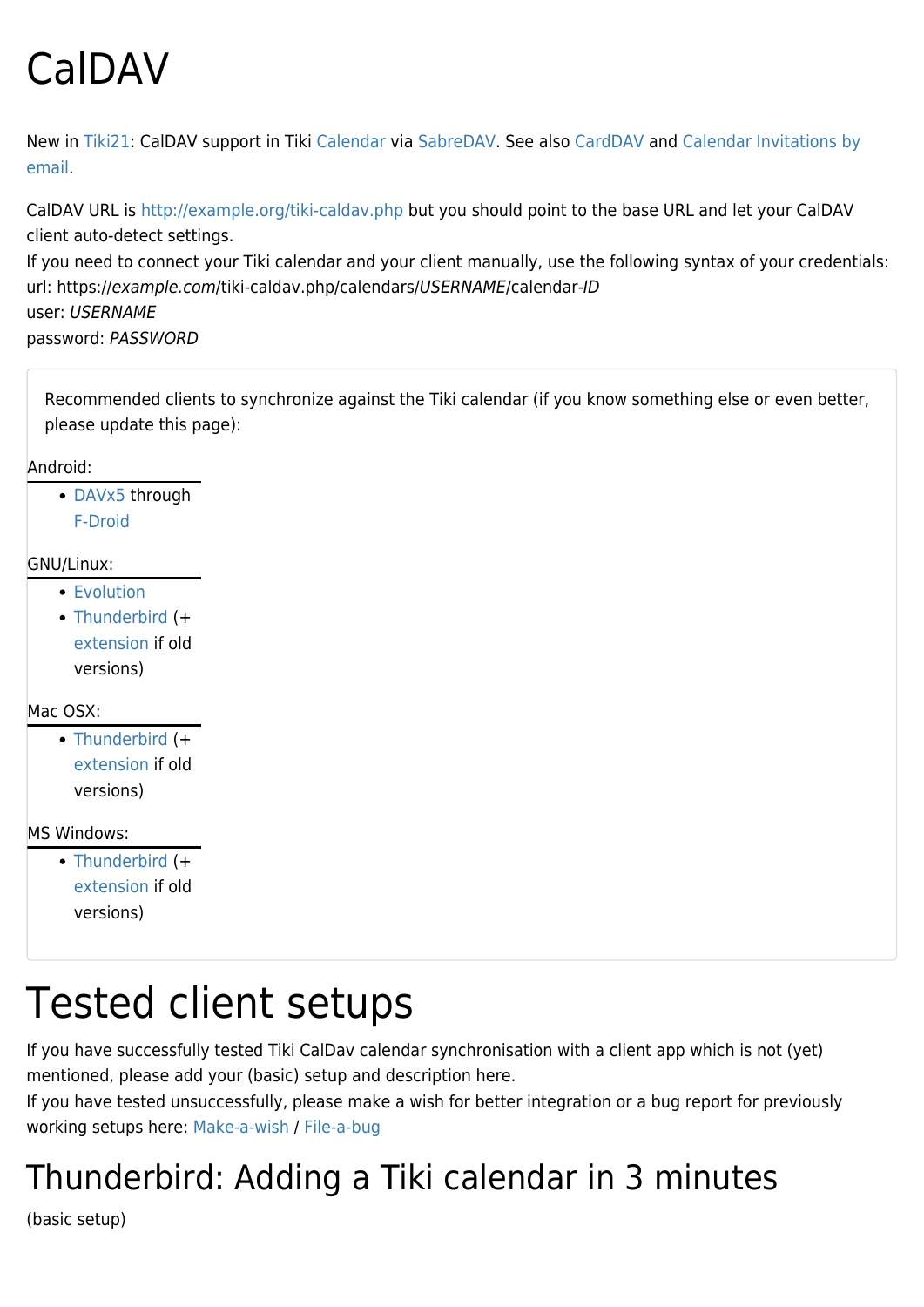# CalDAV

New in Tiki21: CalDAV support in Tiki Calendar via SabreDAV. See also CardDAV and Calendar Invitations by email.

CalDAV URL is http://example.org/tiki-caldav.php but you should point to the base URL and let your CalDAV client auto-detect settings.
If you need to connect your Tiki calendar and your client manually, use the following syntax of your credentials:
url: https://*example.com*/tiki-caldav.php/calendars/*USERNAME*/calendar-*ID*
user: *USERNAME*
password: *PASSWORD*

Recommended clients to synchronize against the Tiki calendar (if you know something else or even better, please update this page):

Android:

- DAVx5 through F-Droid

GNU/Linux:

- Evolution
- Thunderbird (+ extension if old versions)

Mac OSX:

- Thunderbird (+ extension if old versions)

MS Windows:

- Thunderbird (+ extension if old versions)

# Tested client setups

If you have successfully tested Tiki CalDav calendar synchronisation with a client app which is not (yet) mentioned, please add your (basic) setup and description here.
If you have tested unsuccessfully, please make a wish for better integration or a bug report for previously working setups here: Make-a-wish / File-a-bug

## Thunderbird: Adding a Tiki calendar in 3 minutes

(basic setup)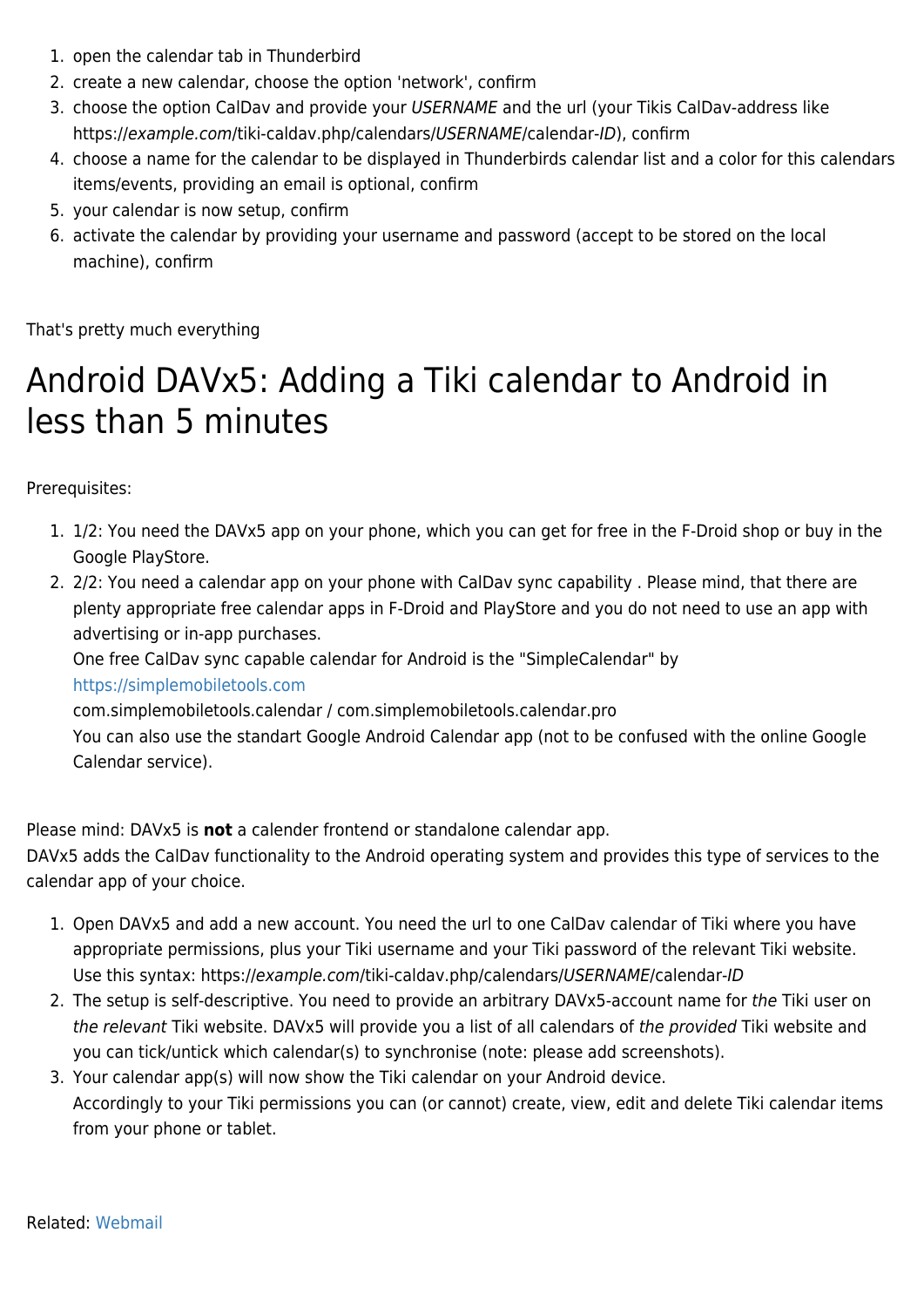1. open the calendar tab in Thunderbird
2. create a new calendar, choose the option 'network', confirm
3. choose the option CalDav and provide your *USERNAME* and the url (your Tikis CalDav-address like https://*example.com*/tiki-caldav.php/calendars/*USERNAME*/calendar-*ID*), confirm
4. choose a name for the calendar to be displayed in Thunderbirds calendar list and a color for this calendars items/events, providing an email is optional, confirm
5. your calendar is now setup, confirm
6. activate the calendar by providing your username and password (accept to be stored on the local machine), confirm

That's pretty much everything

# Android DAVx5: Adding a Tiki calendar to Android in less than 5 minutes

Prerequisites:

1. 1/2: You need the DAVx5 app on your phone, which you can get for free in the F-Droid shop or buy in the Google PlayStore.
2. 2/2: You need a calendar app on your phone with CalDav sync capability . Please mind, that there are plenty appropriate free calendar apps in F-Droid and PlayStore and you do not need to use an app with advertising or in-app purchases.
   One free CalDav sync capable calendar for Android is the "SimpleCalendar" by https://simplemobiletools.com
   com.simplemobiletools.calendar / com.simplemobiletools.calendar.pro
   You can also use the standart Google Android Calendar app (not to be confused with the online Google Calendar service).

Please mind: DAVx5 is **not** a calender frontend or standalone calendar app.
DAVx5 adds the CalDav functionality to the Android operating system and provides this type of services to the calendar app of your choice.

1. Open DAVx5 and add a new account. You need the url to one CalDav calendar of Tiki where you have appropriate permissions, plus your Tiki username and your Tiki password of the relevant Tiki website.
   Use this syntax: https://*example.com*/tiki-caldav.php/calendars/*USERNAME*/calendar-*ID*
2. The setup is self-descriptive. You need to provide an arbitrary DAVx5-account name for *the* Tiki user on *the relevant* Tiki website. DAVx5 will provide you a list of all calendars of *the provided* Tiki website and you can tick/untick which calendar(s) to synchronise (note: please add screenshots).
3. Your calendar app(s) will now show the Tiki calendar on your Android device.
   Accordingly to your Tiki permissions you can (or cannot) create, view, edit and delete Tiki calendar items from your phone or tablet.

Related: Webmail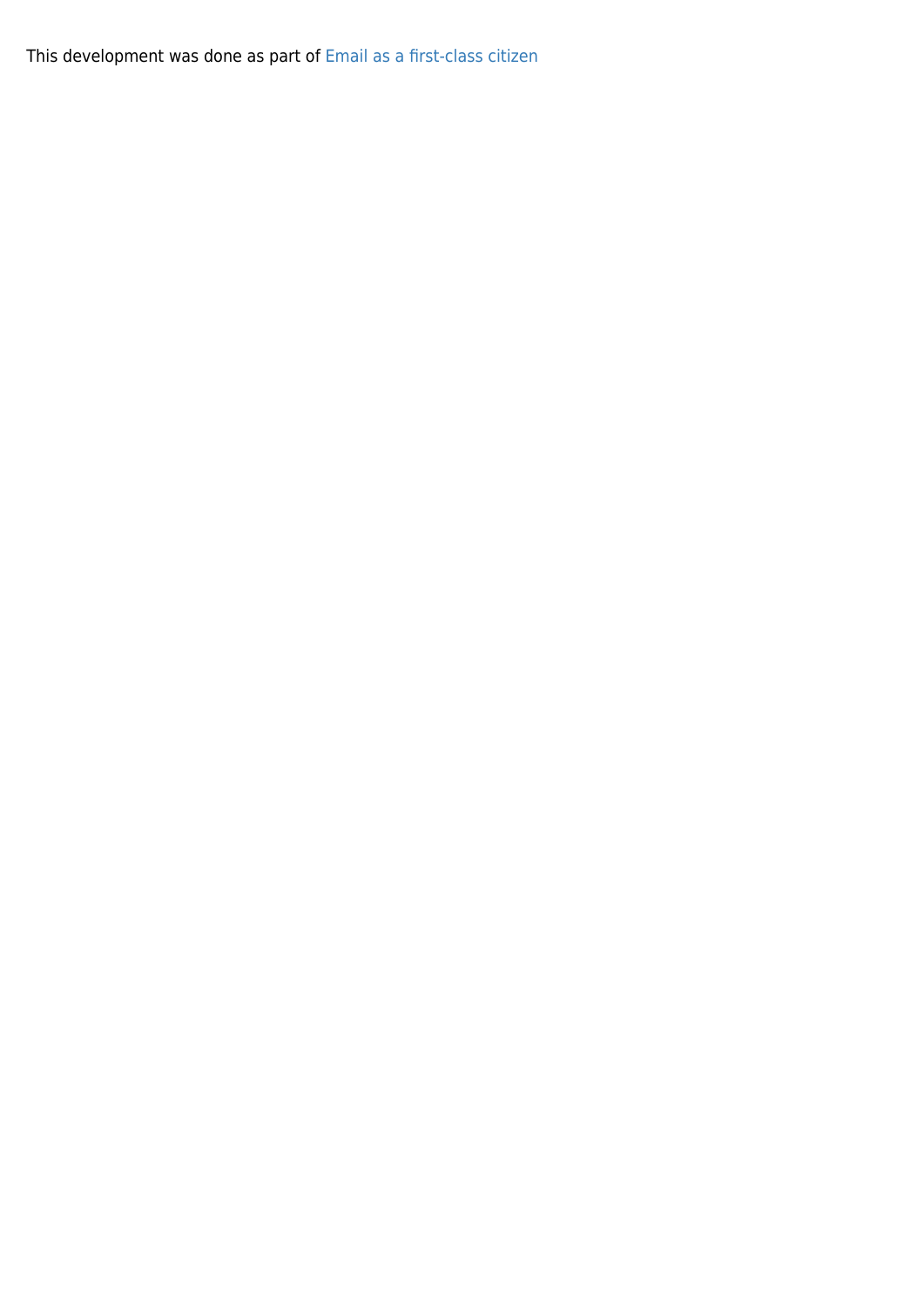This development was done as part of [Email as a first-class citizen]